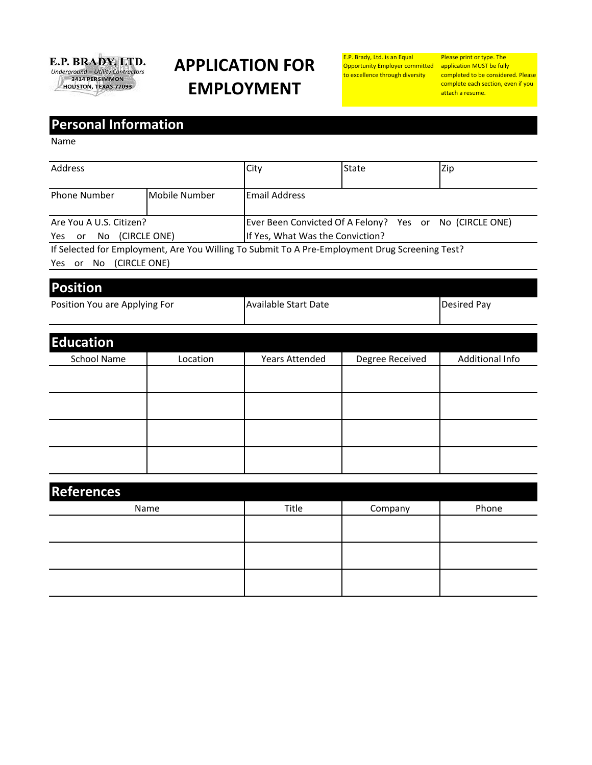**E.P. BRADY, LTD.**
*Underground – Utility Contractors*
3414 PERSIMMON
HOUSTON, TEXAS 77093

# APPLICATION FOR EMPLOYMENT

E.P. Brady, Ltd. is an Equal Opportunity Employer committed to excellence through diversity

Please print or type. The application MUST be fully completed to be considered. Please complete each section, even if you attach a resume.

## Personal Information

Name

| Address | | City | State | Zip |
|---|---|---|---|---|
| Phone Number | Mobile Number | Email Address | | |

Are You A U.S. Citizen?
Yes or No (CIRCLE ONE)

Ever Been Convicted Of A Felony? Yes or No (CIRCLE ONE)
If Yes, What Was the Conviction?

If Selected for Employment, Are You Willing To Submit To A Pre-Employment Drug Screening Test?
Yes or No (CIRCLE ONE)

## Position

| Position You are Applying For | Available Start Date | Desired Pay |
|---|---|---|
| | | |

## Education

| School Name | Location | Years Attended | Degree Received | Additional Info |
|---|---|---|---|---|
| | | | | |
| | | | | |
| | | | | |
| | | | | |

## References

| Name | Title | Company | Phone |
|---|---|---|---|
| | | | |
| | | | |
| | | | |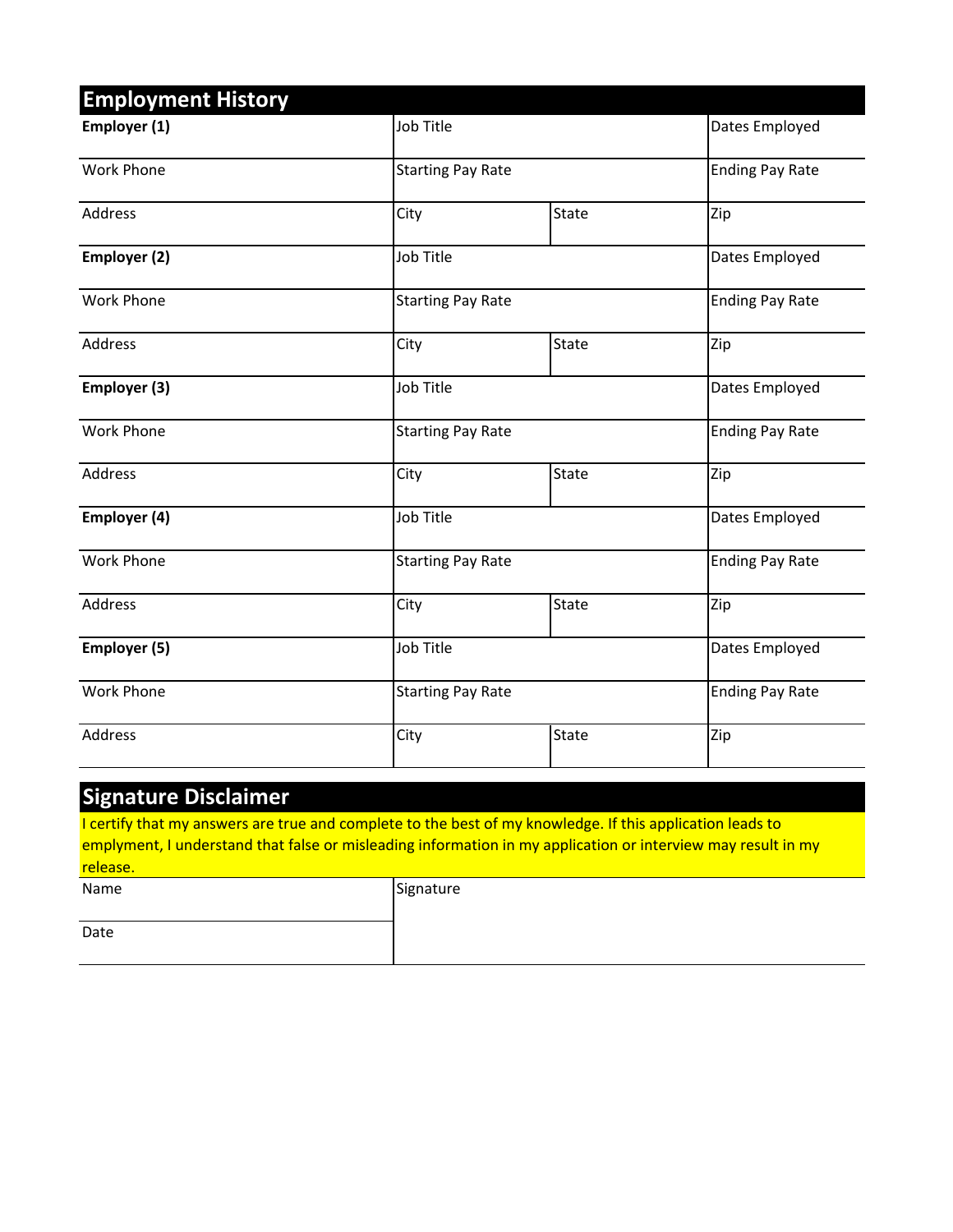## Employment History

| | | | |
|---|---|---|---|
| **Employer (1)** | Job Title | | Dates Employed |
| Work Phone | Starting Pay Rate | | Ending Pay Rate |
| Address | City | State | Zip |
| **Employer (2)** | Job Title | | Dates Employed |
| Work Phone | Starting Pay Rate | | Ending Pay Rate |
| Address | City | State | Zip |
| **Employer (3)** | Job Title | | Dates Employed |
| Work Phone | Starting Pay Rate | | Ending Pay Rate |
| Address | City | State | Zip |
| **Employer (4)** | Job Title | | Dates Employed |
| Work Phone | Starting Pay Rate | | Ending Pay Rate |
| Address | City | State | Zip |
| **Employer (5)** | Job Title | | Dates Employed |
| Work Phone | Starting Pay Rate | | Ending Pay Rate |
| Address | City | State | Zip |

## Signature Disclaimer

I certify that my answers are true and complete to the best of my knowledge. If this application leads to emplyment, I understand that false or misleading information in my application or interview may result in my release.

| | |
|---|---|
| Name | Signature |
| Date | |